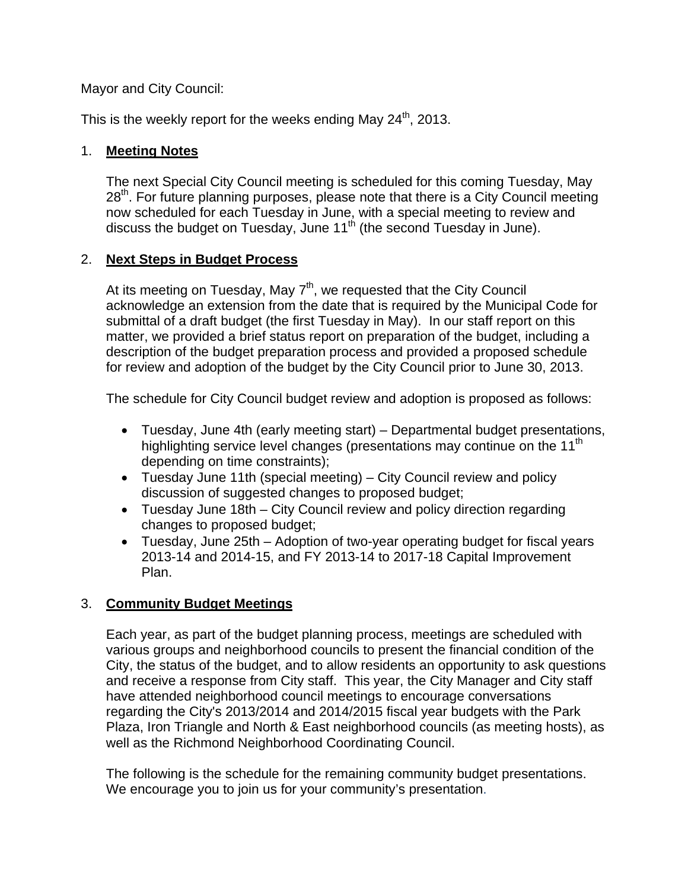Mayor and City Council:

This is the weekly report for the weeks ending May 24th, 2013.

1. **Meeting Notes**

   The next Special City Council meeting is scheduled for this coming Tuesday, May 28th. For future planning purposes, please note that there is a City Council meeting now scheduled for each Tuesday in June, with a special meeting to review and discuss the budget on Tuesday, June 11th (the second Tuesday in June).

2. **Next Steps in Budget Process**

   At its meeting on Tuesday, May 7th, we requested that the City Council acknowledge an extension from the date that is required by the Municipal Code for submittal of a draft budget (the first Tuesday in May). In our staff report on this matter, we provided a brief status report on preparation of the budget, including a description of the budget preparation process and provided a proposed schedule for review and adoption of the budget by the City Council prior to June 30, 2013.

   The schedule for City Council budget review and adoption is proposed as follows:

   - Tuesday, June 4th (early meeting start) – Departmental budget presentations, highlighting service level changes (presentations may continue on the 11th depending on time constraints);
   - Tuesday June 11th (special meeting) – City Council review and policy discussion of suggested changes to proposed budget;
   - Tuesday June 18th – City Council review and policy direction regarding changes to proposed budget;
   - Tuesday, June 25th – Adoption of two-year operating budget for fiscal years 2013-14 and 2014-15, and FY 2013-14 to 2017-18 Capital Improvement Plan.

3. **Community Budget Meetings**

   Each year, as part of the budget planning process, meetings are scheduled with various groups and neighborhood councils to present the financial condition of the City, the status of the budget, and to allow residents an opportunity to ask questions and receive a response from City staff. This year, the City Manager and City staff have attended neighborhood council meetings to encourage conversations regarding the City's 2013/2014 and 2014/2015 fiscal year budgets with the Park Plaza, Iron Triangle and North & East neighborhood councils (as meeting hosts), as well as the Richmond Neighborhood Coordinating Council.

   The following is the schedule for the remaining community budget presentations. We encourage you to join us for your community's presentation.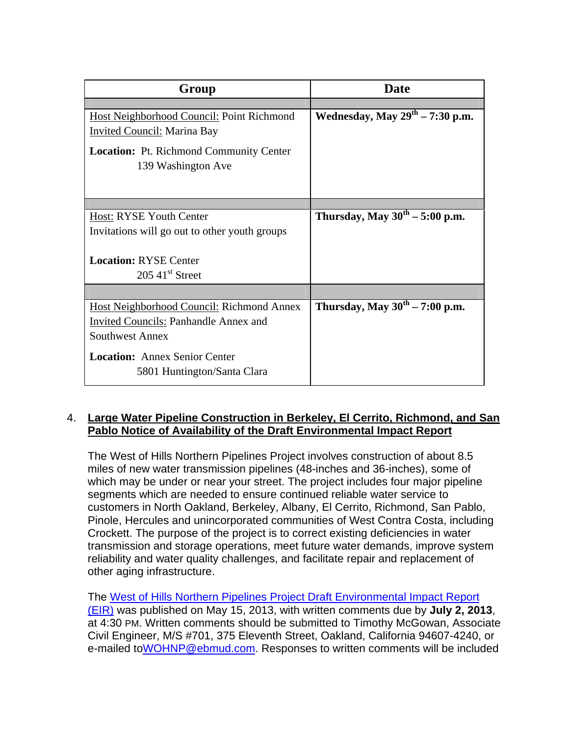| Group | Date |
|---|---|
| Host Neighborhood Council: Point Richmond<br>Invited Council: Marina Bay<br>**Location:** Pt. Richmond Community Center<br>139 Washington Ave | **Wednesday, May 29th – 7:30 p.m.** |
| Host: RYSE Youth Center<br>Invitations will go out to other youth groups<br>**Location:** RYSE Center<br>205 41st Street | **Thursday, May 30th – 5:00 p.m.** |
| Host Neighborhood Council: Richmond Annex<br>Invited Councils: Panhandle Annex and Southwest Annex<br>**Location:** Annex Senior Center<br>5801 Huntington/Santa Clara | **Thursday, May 30th – 7:00 p.m.** |

4. **Large Water Pipeline Construction in Berkeley, El Cerrito, Richmond, and San Pablo Notice of Availability of the Draft Environmental Impact Report**

The West of Hills Northern Pipelines Project involves construction of about 8.5 miles of new water transmission pipelines (48-inches and 36-inches), some of which may be under or near your street. The project includes four major pipeline segments which are needed to ensure continued reliable water service to customers in North Oakland, Berkeley, Albany, El Cerrito, Richmond, San Pablo, Pinole, Hercules and unincorporated communities of West Contra Costa, including Crockett. The purpose of the project is to correct existing deficiencies in water transmission and storage operations, meet future water demands, improve system reliability and water quality challenges, and facilitate repair and replacement of other aging infrastructure.

The West of Hills Northern Pipelines Project Draft Environmental Impact Report (EIR) was published on May 15, 2013, with written comments due by **July 2, 2013**, at 4:30 PM. Written comments should be submitted to Timothy McGowan, Associate Civil Engineer, M/S #701, 375 Eleventh Street, Oakland, California 94607-4240, or e-mailed toWOHNP@ebmud.com. Responses to written comments will be included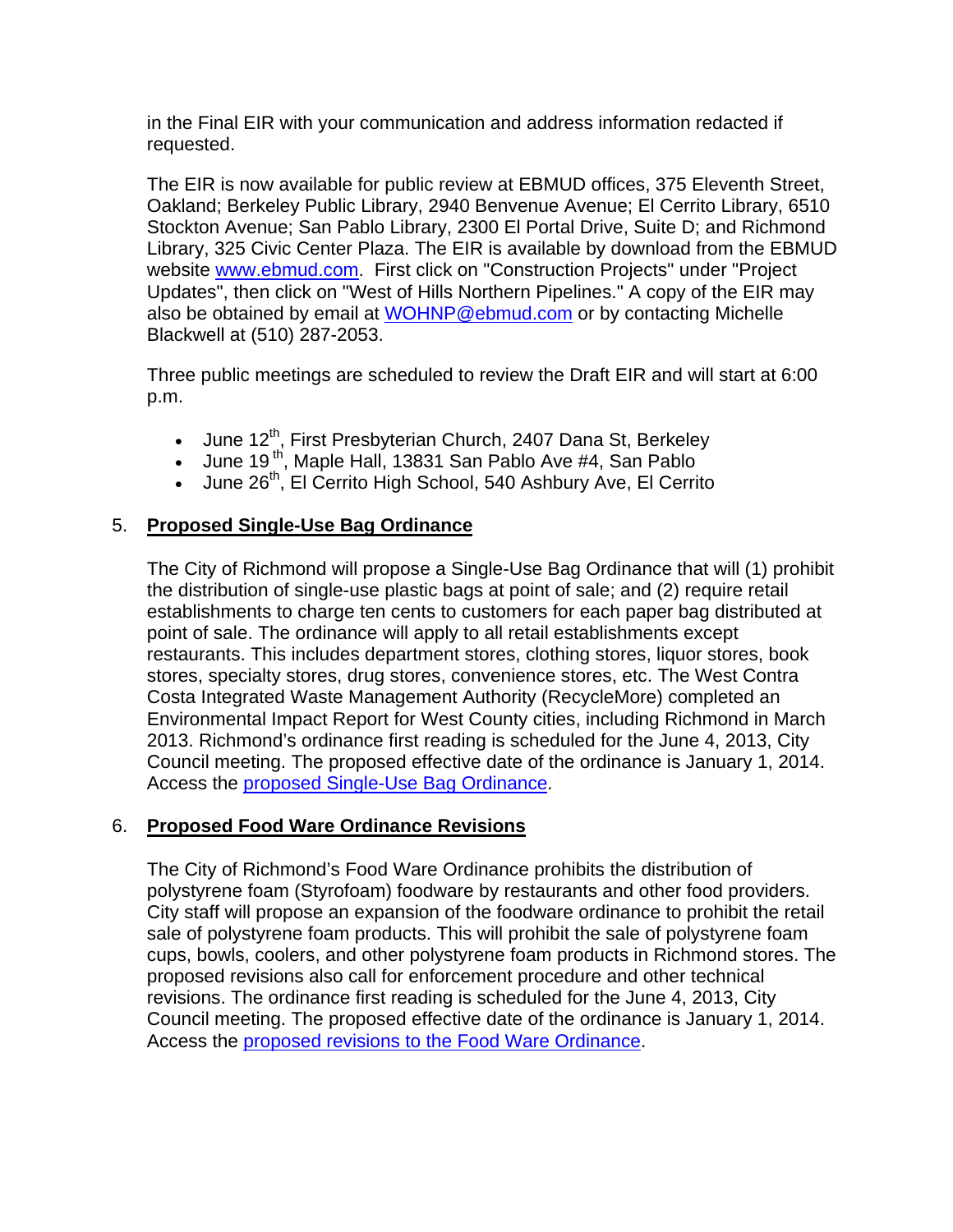in the Final EIR with your communication and address information redacted if requested.

The EIR is now available for public review at EBMUD offices, 375 Eleventh Street, Oakland; Berkeley Public Library, 2940 Benvenue Avenue; El Cerrito Library, 6510 Stockton Avenue; San Pablo Library, 2300 El Portal Drive, Suite D; and Richmond Library, 325 Civic Center Plaza. The EIR is available by download from the EBMUD website www.ebmud.com. First click on "Construction Projects" under "Project Updates", then click on "West of Hills Northern Pipelines." A copy of the EIR may also be obtained by email at WOHNP@ebmud.com or by contacting Michelle Blackwell at (510) 287-2053.

Three public meetings are scheduled to review the Draft EIR and will start at 6:00 p.m.

- June 12th, First Presbyterian Church, 2407 Dana St, Berkeley
- June 19th, Maple Hall, 13831 San Pablo Ave #4, San Pablo
- June 26th, El Cerrito High School, 540 Ashbury Ave, El Cerrito

5. **Proposed Single-Use Bag Ordinance**

The City of Richmond will propose a Single-Use Bag Ordinance that will (1) prohibit the distribution of single-use plastic bags at point of sale; and (2) require retail establishments to charge ten cents to customers for each paper bag distributed at point of sale. The ordinance will apply to all retail establishments except restaurants. This includes department stores, clothing stores, liquor stores, book stores, specialty stores, drug stores, convenience stores, etc. The West Contra Costa Integrated Waste Management Authority (RecycleMore) completed an Environmental Impact Report for West County cities, including Richmond in March 2013. Richmond's ordinance first reading is scheduled for the June 4, 2013, City Council meeting. The proposed effective date of the ordinance is January 1, 2014. Access the proposed Single-Use Bag Ordinance.

6. **Proposed Food Ware Ordinance Revisions**

The City of Richmond's Food Ware Ordinance prohibits the distribution of polystyrene foam (Styrofoam) foodware by restaurants and other food providers. City staff will propose an expansion of the foodware ordinance to prohibit the retail sale of polystyrene foam products. This will prohibit the sale of polystyrene foam cups, bowls, coolers, and other polystyrene foam products in Richmond stores. The proposed revisions also call for enforcement procedure and other technical revisions. The ordinance first reading is scheduled for the June 4, 2013, City Council meeting. The proposed effective date of the ordinance is January 1, 2014. Access the proposed revisions to the Food Ware Ordinance.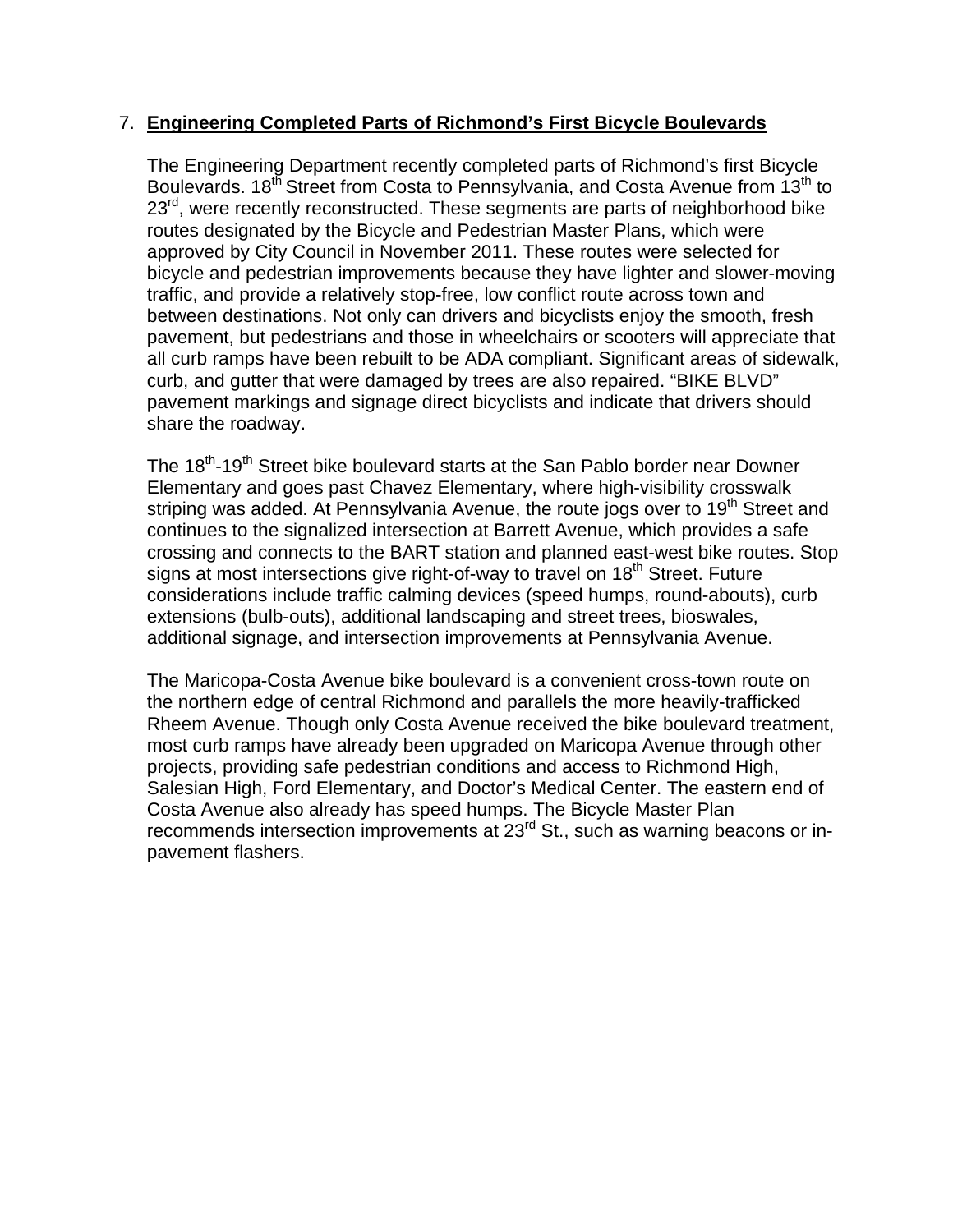7. **Engineering Completed Parts of Richmond's First Bicycle Boulevards**

The Engineering Department recently completed parts of Richmond's first Bicycle Boulevards. 18th Street from Costa to Pennsylvania, and Costa Avenue from 13th to 23rd, were recently reconstructed. These segments are parts of neighborhood bike routes designated by the Bicycle and Pedestrian Master Plans, which were approved by City Council in November 2011. These routes were selected for bicycle and pedestrian improvements because they have lighter and slower-moving traffic, and provide a relatively stop-free, low conflict route across town and between destinations. Not only can drivers and bicyclists enjoy the smooth, fresh pavement, but pedestrians and those in wheelchairs or scooters will appreciate that all curb ramps have been rebuilt to be ADA compliant. Significant areas of sidewalk, curb, and gutter that were damaged by trees are also repaired. "BIKE BLVD" pavement markings and signage direct bicyclists and indicate that drivers should share the roadway.

The 18th-19th Street bike boulevard starts at the San Pablo border near Downer Elementary and goes past Chavez Elementary, where high-visibility crosswalk striping was added. At Pennsylvania Avenue, the route jogs over to 19th Street and continues to the signalized intersection at Barrett Avenue, which provides a safe crossing and connects to the BART station and planned east-west bike routes. Stop signs at most intersections give right-of-way to travel on 18th Street. Future considerations include traffic calming devices (speed humps, round-abouts), curb extensions (bulb-outs), additional landscaping and street trees, bioswales, additional signage, and intersection improvements at Pennsylvania Avenue.

The Maricopa-Costa Avenue bike boulevard is a convenient cross-town route on the northern edge of central Richmond and parallels the more heavily-trafficked Rheem Avenue. Though only Costa Avenue received the bike boulevard treatment, most curb ramps have already been upgraded on Maricopa Avenue through other projects, providing safe pedestrian conditions and access to Richmond High, Salesian High, Ford Elementary, and Doctor's Medical Center. The eastern end of Costa Avenue also already has speed humps. The Bicycle Master Plan recommends intersection improvements at 23rd St., such as warning beacons or in-pavement flashers.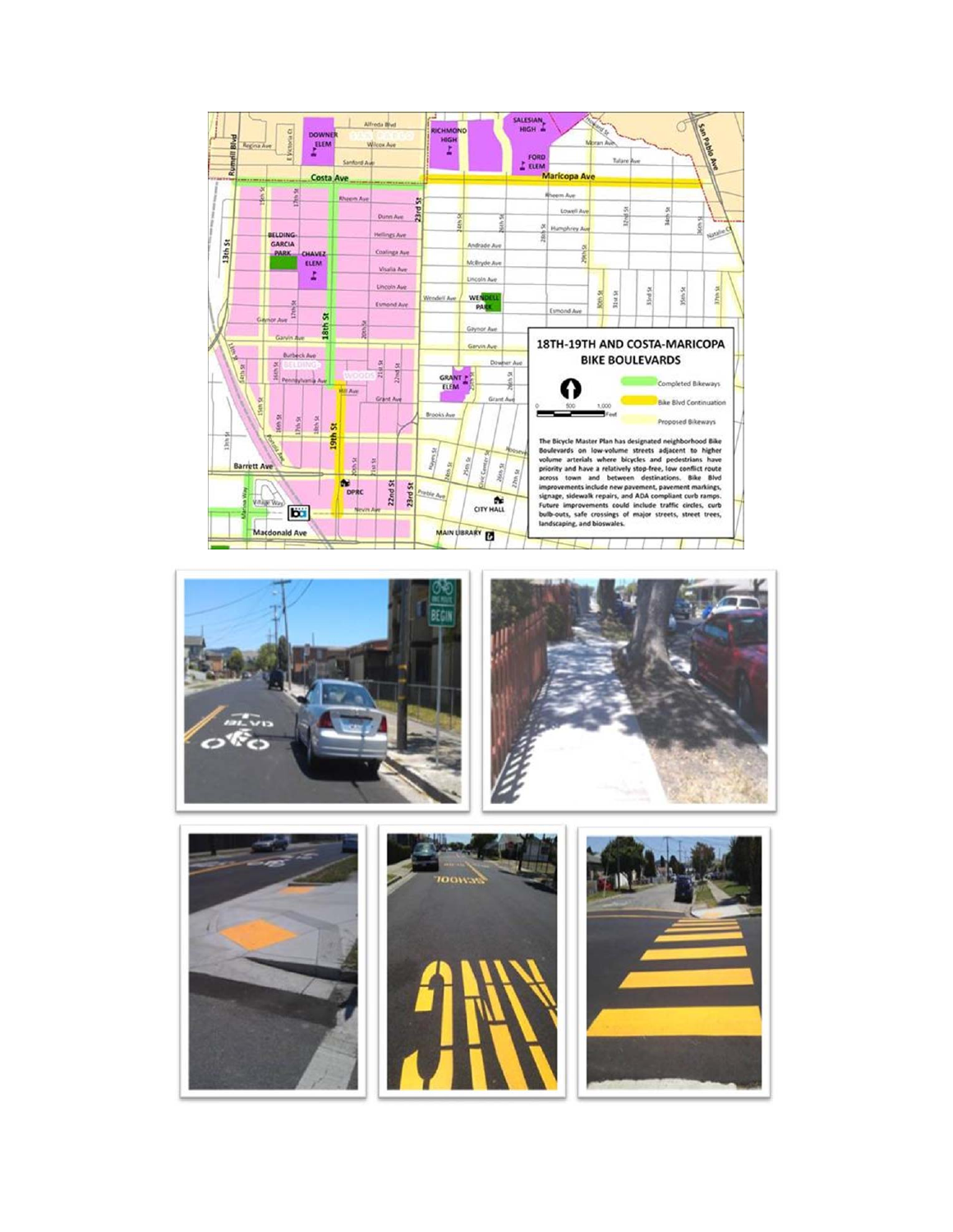## 18TH-19TH AND COSTA-MARICOPA BIKE BOULEVARDS

- Completed Bikeways
- Bike Blvd Continuation
- Proposed Bikeways

The Bicycle Master Plan has designated neighborhood Bike Boulevards on low-volume streets adjacent to higher volume arterials where bicycles and pedestrians have priority and have a relatively stop-free, low conflict route across town and between destinations. Bike Blvd improvements include new pavement, pavement markings, signage, sidewalk repairs, and ADA compliant curb ramps. Future improvements could include traffic circles, curb bulb-outs, safe crossings of major streets, street trees, landscaping, and bioswales.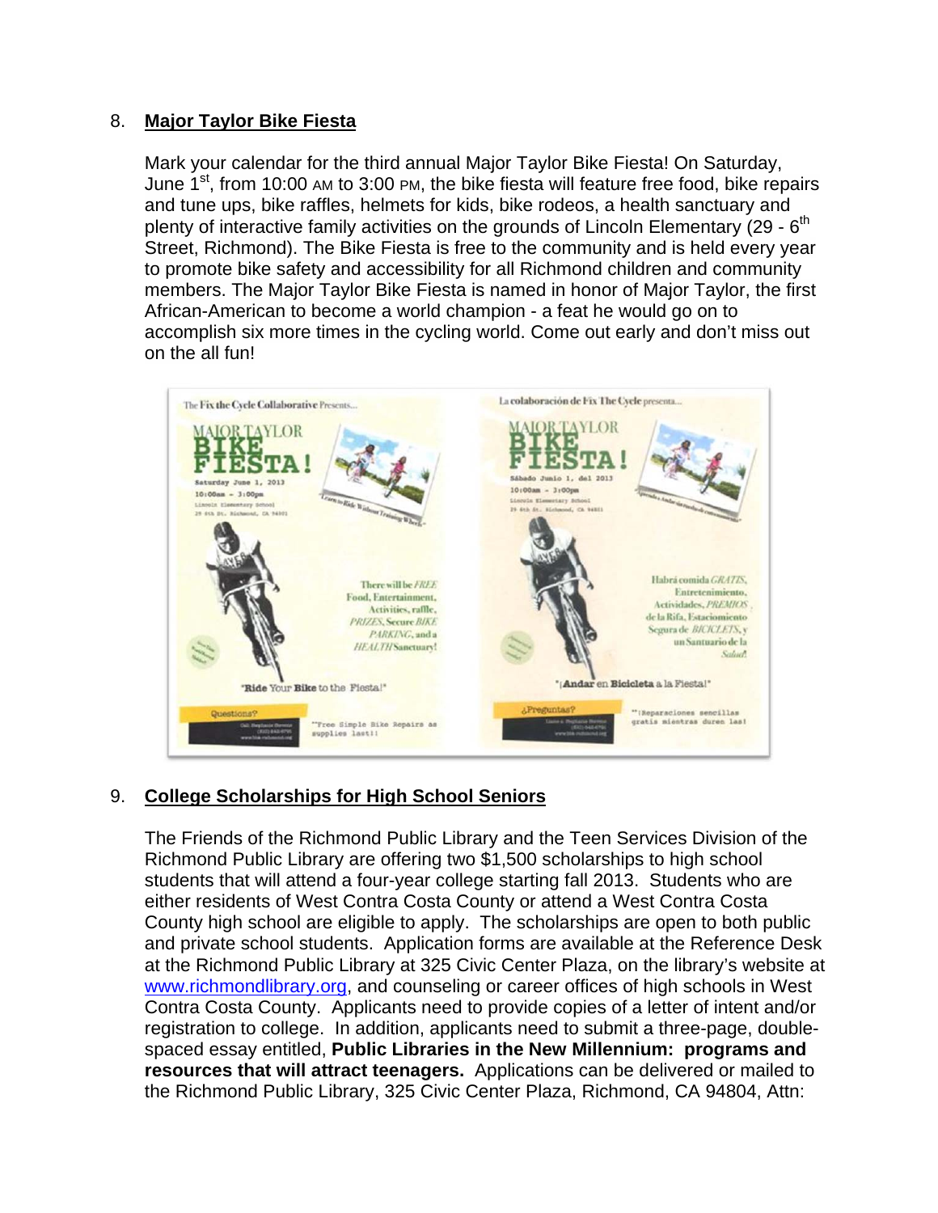8. **Major Taylor Bike Fiesta**

Mark your calendar for the third annual Major Taylor Bike Fiesta! On Saturday, June 1st, from 10:00 AM to 3:00 PM, the bike fiesta will feature free food, bike repairs and tune ups, bike raffles, helmets for kids, bike rodeos, a health sanctuary and plenty of interactive family activities on the grounds of Lincoln Elementary (29 - 6th Street, Richmond). The Bike Fiesta is free to the community and is held every year to promote bike safety and accessibility for all Richmond children and community members. The Major Taylor Bike Fiesta is named in honor of Major Taylor, the first African-American to become a world champion - a feat he would go on to accomplish six more times in the cycling world. Come out early and don't miss out on the all fun!

9. **College Scholarships for High School Seniors**

The Friends of the Richmond Public Library and the Teen Services Division of the Richmond Public Library are offering two $1,500 scholarships to high school students that will attend a four-year college starting fall 2013. Students who are either residents of West Contra Costa County or attend a West Contra Costa County high school are eligible to apply. The scholarships are open to both public and private school students. Application forms are available at the Reference Desk at the Richmond Public Library at 325 Civic Center Plaza, on the library's website at www.richmondlibrary.org, and counseling or career offices of high schools in West Contra Costa County. Applicants need to provide copies of a letter of intent and/or registration to college. In addition, applicants need to submit a three-page, double-spaced essay entitled, **Public Libraries in the New Millennium: programs and resources that will attract teenagers.** Applications can be delivered or mailed to the Richmond Public Library, 325 Civic Center Plaza, Richmond, CA 94804, Attn: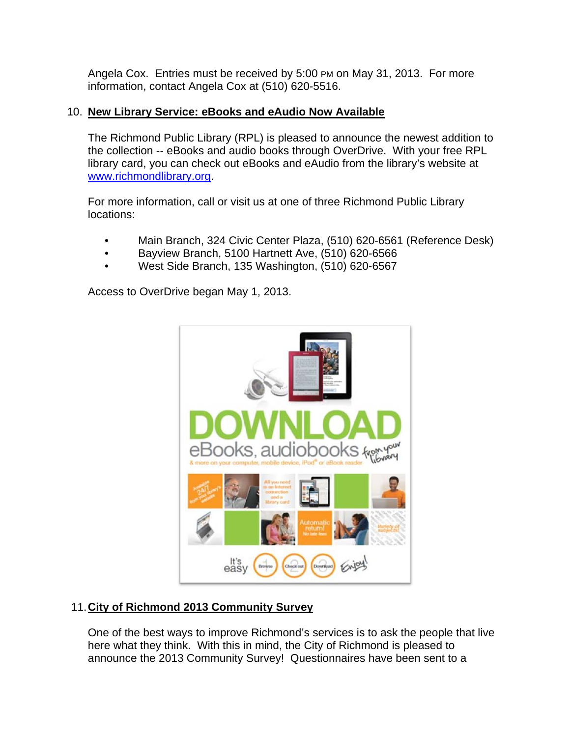Angela Cox. Entries must be received by 5:00 PM on May 31, 2013. For more information, contact Angela Cox at (510) 620-5516.

10. **New Library Service: eBooks and eAudio Now Available**

The Richmond Public Library (RPL) is pleased to announce the newest addition to the collection -- eBooks and audio books through OverDrive. With your free RPL library card, you can check out eBooks and eAudio from the library's website at www.richmondlibrary.org.

For more information, call or visit us at one of three Richmond Public Library locations:

- Main Branch, 324 Civic Center Plaza, (510) 620-6561 (Reference Desk)
- Bayview Branch, 5100 Hartnett Ave, (510) 620-6566
- West Side Branch, 135 Washington, (510) 620-6567

Access to OverDrive began May 1, 2013.

11. **City of Richmond 2013 Community Survey**

One of the best ways to improve Richmond's services is to ask the people that live here what they think. With this in mind, the City of Richmond is pleased to announce the 2013 Community Survey! Questionnaires have been sent to a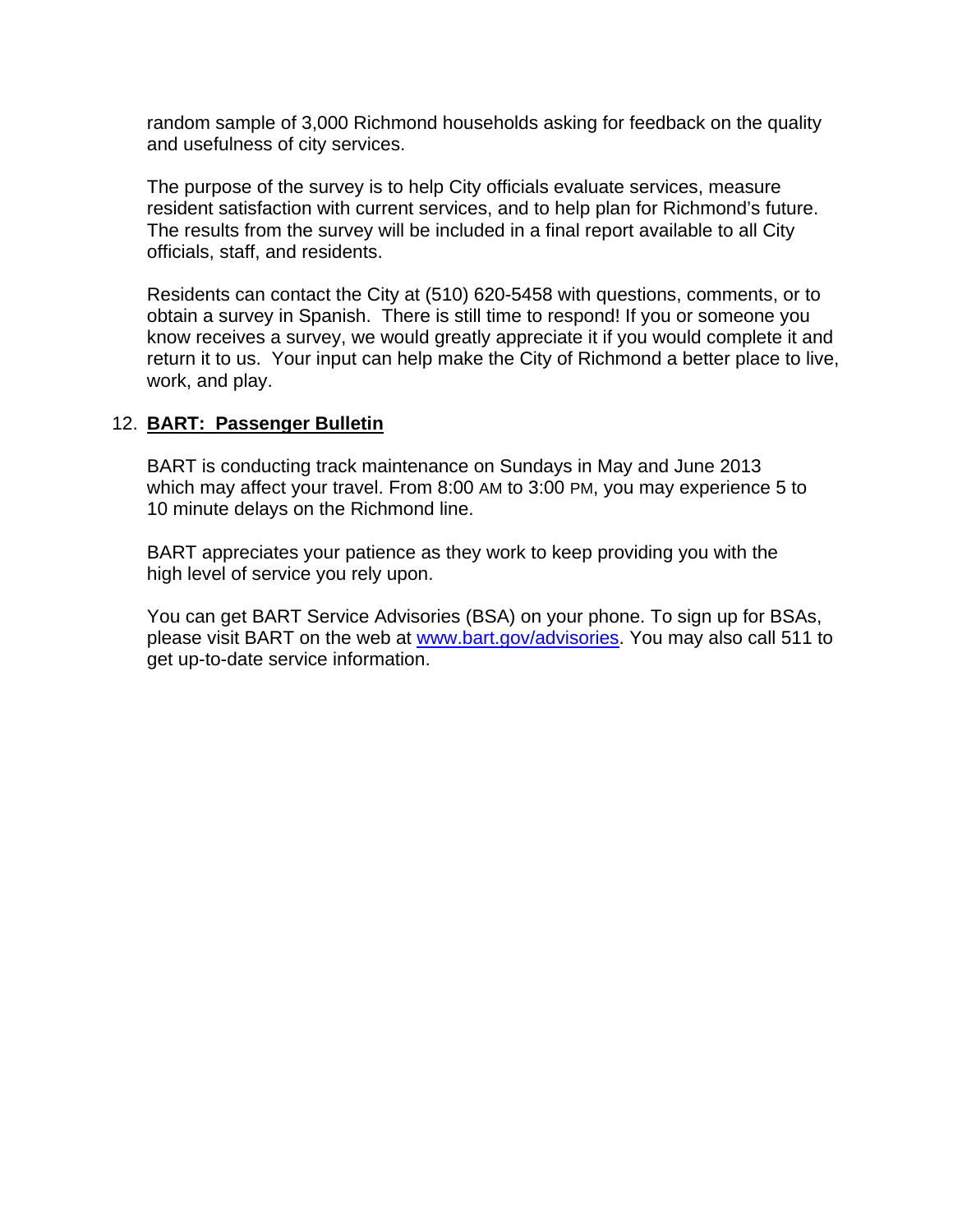random sample of 3,000 Richmond households asking for feedback on the quality and usefulness of city services.

The purpose of the survey is to help City officials evaluate services, measure resident satisfaction with current services, and to help plan for Richmond's future. The results from the survey will be included in a final report available to all City officials, staff, and residents.

Residents can contact the City at (510) 620-5458 with questions, comments, or to obtain a survey in Spanish. There is still time to respond! If you or someone you know receives a survey, we would greatly appreciate it if you would complete it and return it to us. Your input can help make the City of Richmond a better place to live, work, and play.

12. **BART: Passenger Bulletin**

BART is conducting track maintenance on Sundays in May and June 2013 which may affect your travel. From 8:00 AM to 3:00 PM, you may experience 5 to 10 minute delays on the Richmond line.

BART appreciates your patience as they work to keep providing you with the high level of service you rely upon.

You can get BART Service Advisories (BSA) on your phone. To sign up for BSAs, please visit BART on the web at [www.bart.gov/advisories](http://www.bart.gov/advisories). You may also call 511 to get up-to-date service information.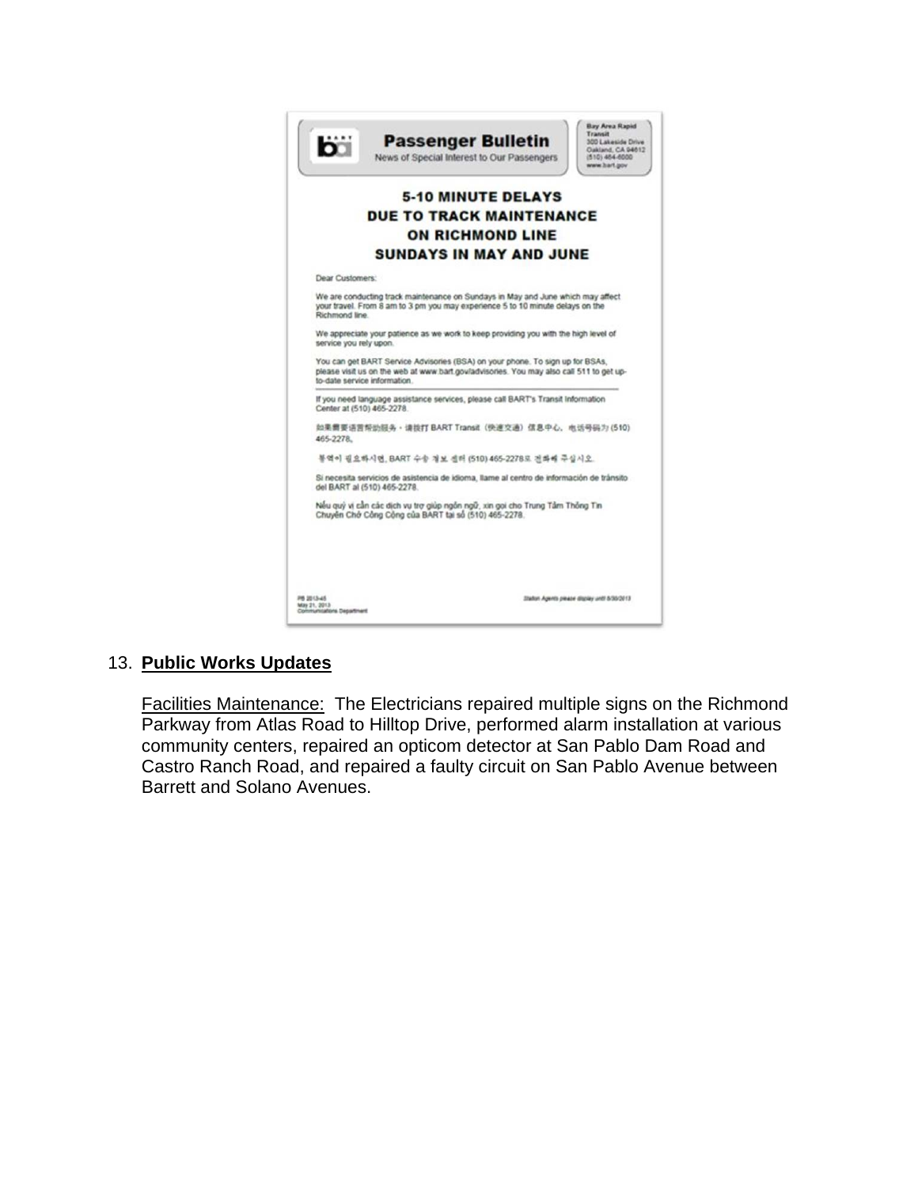**Passenger Bulletin**

News of Special Interest to Our Passengers

Bay Area Rapid Transit
300 Lakeside Drive
Oakland, CA 94612
(510) 464-6000
www.bart.gov

## 5-10 MINUTE DELAYS DUE TO TRACK MAINTENANCE ON RICHMOND LINE SUNDAYS IN MAY AND JUNE

Dear Customers:

We are conducting track maintenance on Sundays in May and June which may affect your travel. From 8 am to 3 pm you may experience 5 to 10 minute delays on the Richmond line.

We appreciate your patience as we work to keep providing you with the high level of service you rely upon.

You can get BART Service Advisories (BSA) on your phone. To sign up for BSAs, please visit us on the web at www.bart.gov/advisories. You may also call 511 to get up-to-date service information.

---

If you need language assistance services, please call BART's Transit Information Center at (510) 465-2278.

如果需要语言帮助服务，请拨打 BART Transit（快速交通）信息中心，电话号码为 (510) 465-2278。

통역이 필요하시면, BART 수송 정보 센터 (510) 465-2278로 전화해 주십시오.

Si necesita servicios de asistencia de idioma, llame al centro de información de tránsito del BART al (510) 465-2278.

Nếu quý vị cần các dịch vụ trợ giúp ngôn ngữ, xin gọi cho Trung Tâm Thông Tin Chuyên Chở Công Cộng của BART tại số (510) 465-2278.

PB 2013-45
May 21, 2013
Communications Department

*Station Agents please display until 6/30/2013*

13. **Public Works Updates**

Facilities Maintenance: The Electricians repaired multiple signs on the Richmond Parkway from Atlas Road to Hilltop Drive, performed alarm installation at various community centers, repaired an opticom detector at San Pablo Dam Road and Castro Ranch Road, and repaired a faulty circuit on San Pablo Avenue between Barrett and Solano Avenues.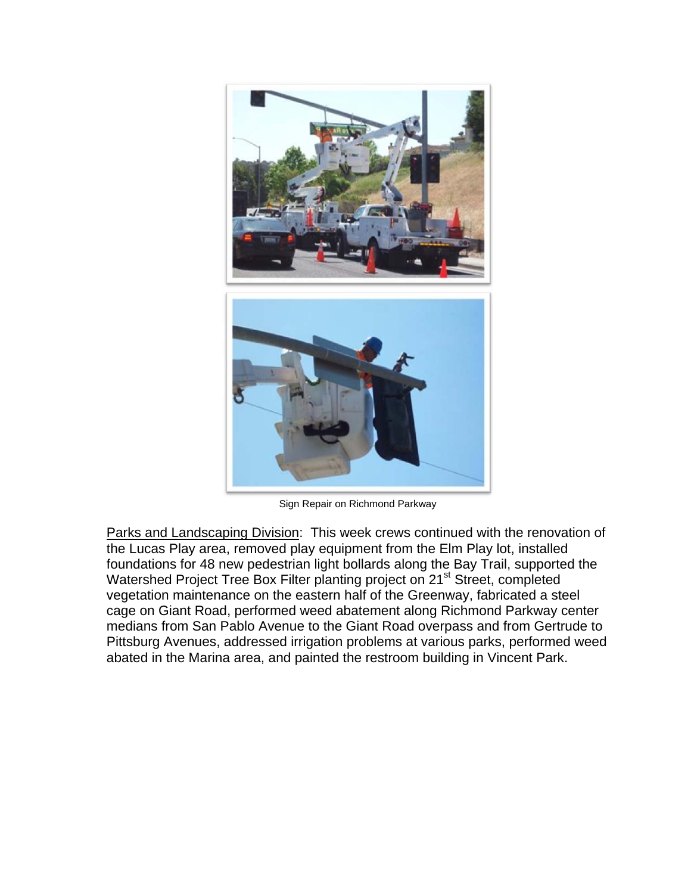Sign Repair on Richmond Parkway

Parks and Landscaping Division: This week crews continued with the renovation of the Lucas Play area, removed play equipment from the Elm Play lot, installed foundations for 48 new pedestrian light bollards along the Bay Trail, supported the Watershed Project Tree Box Filter planting project on 21st Street, completed vegetation maintenance on the eastern half of the Greenway, fabricated a steel cage on Giant Road, performed weed abatement along Richmond Parkway center medians from San Pablo Avenue to the Giant Road overpass and from Gertrude to Pittsburg Avenues, addressed irrigation problems at various parks, performed weed abated in the Marina area, and painted the restroom building in Vincent Park.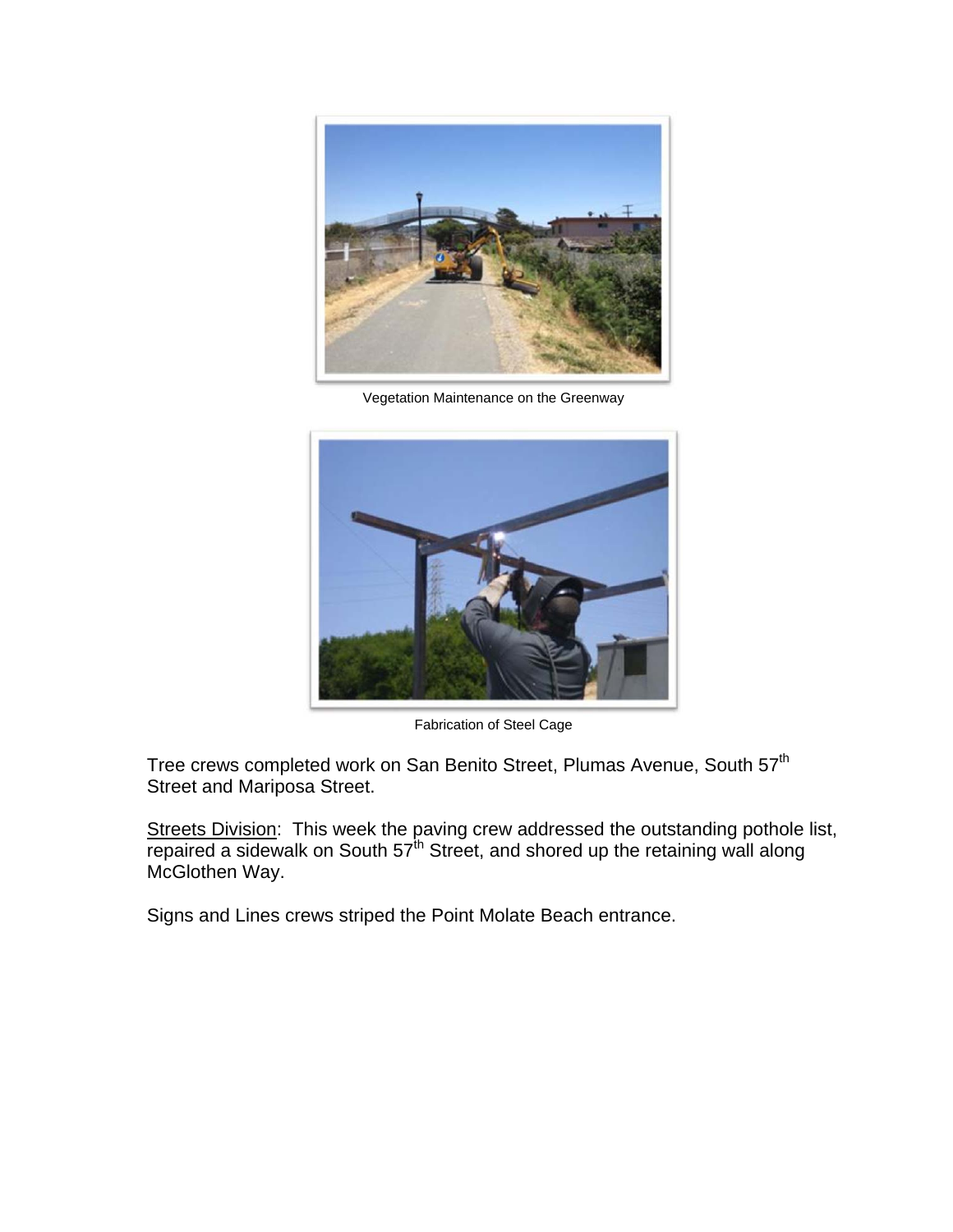Vegetation Maintenance on the Greenway

Fabrication of Steel Cage

Tree crews completed work on San Benito Street, Plumas Avenue, South 57th Street and Mariposa Street.

Streets Division: This week the paving crew addressed the outstanding pothole list, repaired a sidewalk on South 57th Street, and shored up the retaining wall along McGlothen Way.

Signs and Lines crews striped the Point Molate Beach entrance.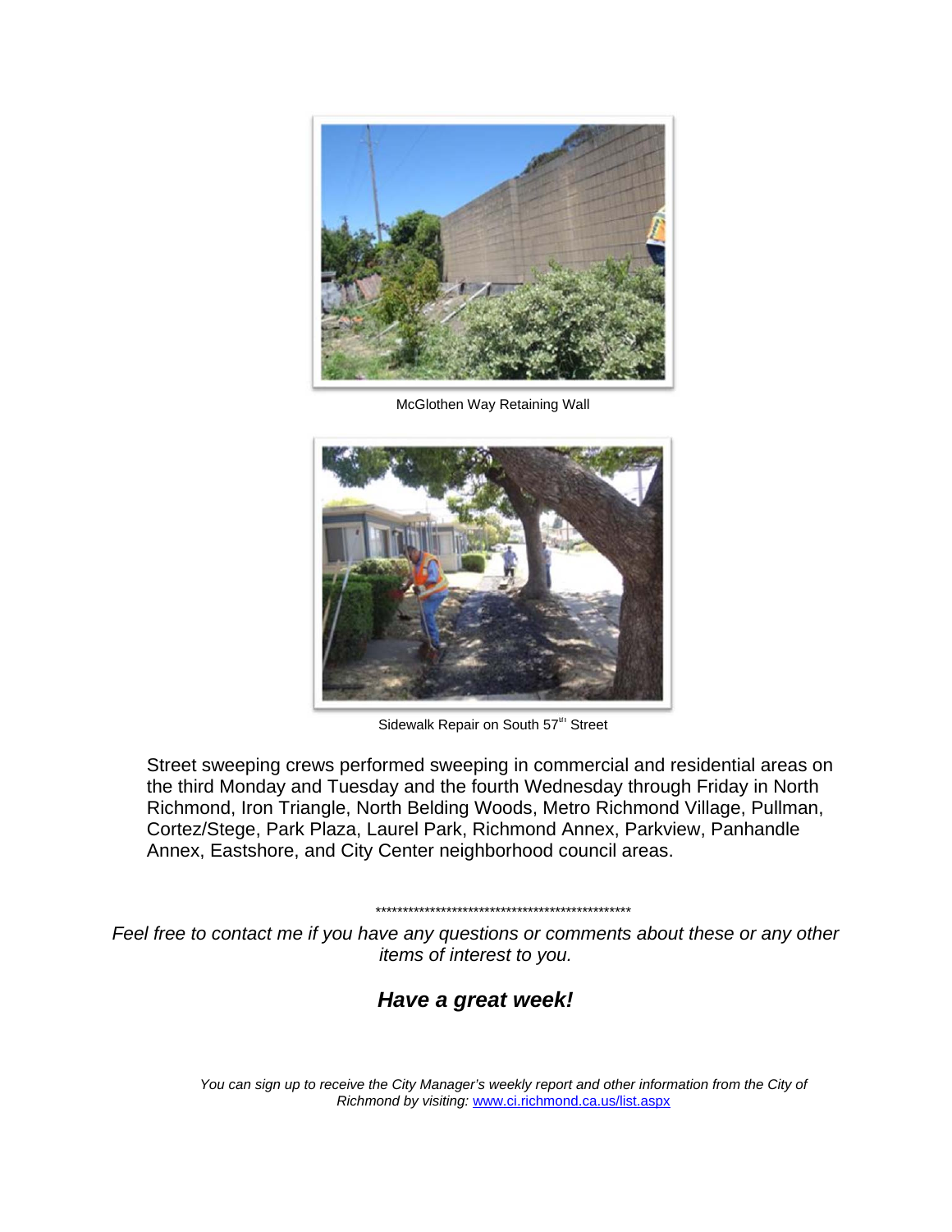McGlothen Way Retaining Wall

Sidewalk Repair on South 57th Street

Street sweeping crews performed sweeping in commercial and residential areas on the third Monday and Tuesday and the fourth Wednesday through Friday in North Richmond, Iron Triangle, North Belding Woods, Metro Richmond Village, Pullman, Cortez/Stege, Park Plaza, Laurel Park, Richmond Annex, Parkview, Panhandle Annex, Eastshore, and City Center neighborhood council areas.

**************************************************

*Feel free to contact me if you have any questions or comments about these or any other items of interest to you.*

***Have a great week!***

*You can sign up to receive the City Manager's weekly report and other information from the City of Richmond by visiting:* [www.ci.richmond.ca.us/list.aspx](http://www.ci.richmond.ca.us/list.aspx)